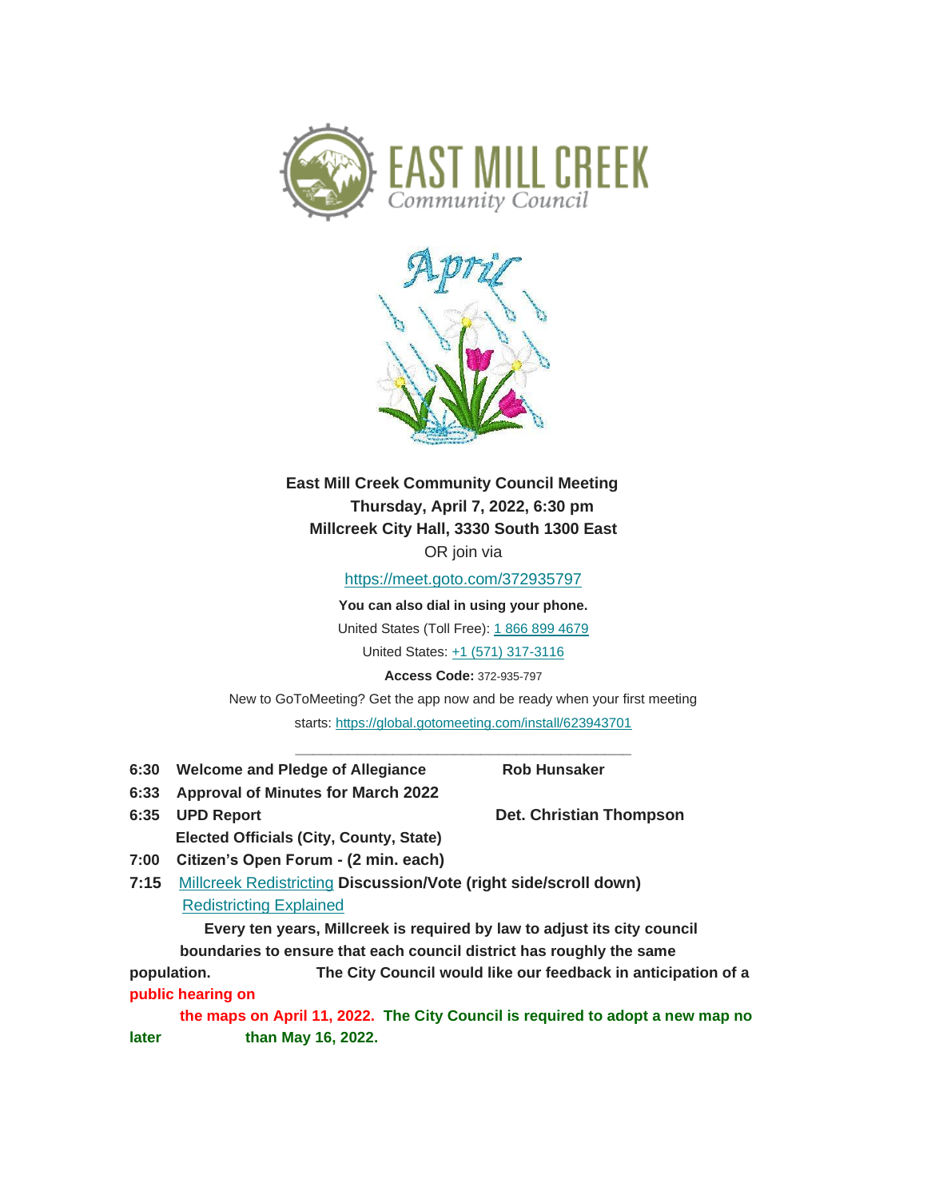EAST MILL CREEK
Community Council

April

**East Mill Creek Community Council Meeting**
**Thursday, April 7, 2022, 6:30 pm**
**Millcreek City Hall, 3330 South 1300 East**
OR join via

https://meet.goto.com/372935797

**You can also dial in using your phone.**

United States (Toll Free): 1 866 899 4679

United States: +1 (571) 317-3116

**Access Code:** 372-935-797

New to GoToMeeting? Get the app now and be ready when your first meeting starts: https://global.gotomeeting.com/install/623943701

---

**6:30 Welcome and Pledge of Allegiance** — **Rob Hunsaker**

**6:33 Approval of Minutes for March 2022**

**6:35 UPD Report** — **Det. Christian Thompson**

**Elected Officials (City, County, State)**

**7:00 Citizen's Open Forum - (2 min. each)**

**7:15** Millcreek Redistricting **Discussion/Vote (right side/scroll down)**

Redistricting Explained

**Every ten years, Millcreek is required by law to adjust its city council boundaries to ensure that each council district has roughly the same population. The City Council would like our feedback in anticipation of a public hearing on the maps on April 11, 2022. The City Council is required to adopt a new map no later than May 16, 2022.**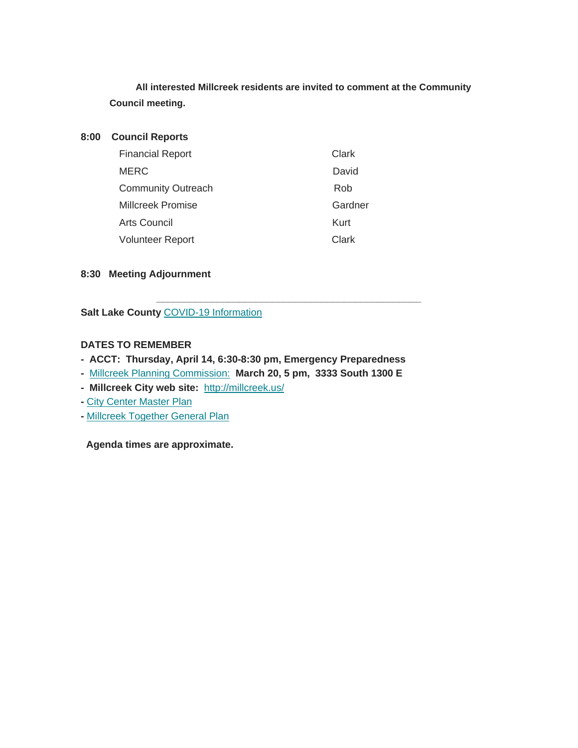**All interested Millcreek residents are invited to comment at the Community Council meeting.**

**8:00 Council Reports**

| | |
|---|---|
| Financial Report | Clark |
| MERC | David |
| Community Outreach | Rob |
| Millcreek Promise | Gardner |
| Arts Council | Kurt |
| Volunteer Report | Clark |

**8:30 Meeting Adjournment**

---

**Salt Lake County** COVID-19 Information

**DATES TO REMEMBER**

- **ACCT: Thursday, April 14, 6:30-8:30 pm, Emergency Preparedness**
- Millcreek Planning Commission: **March 20, 5 pm, 3333 South 1300 E**
- **Millcreek City web site:** http://millcreek.us/
- City Center Master Plan
- Millcreek Together General Plan

**Agenda times are approximate.**